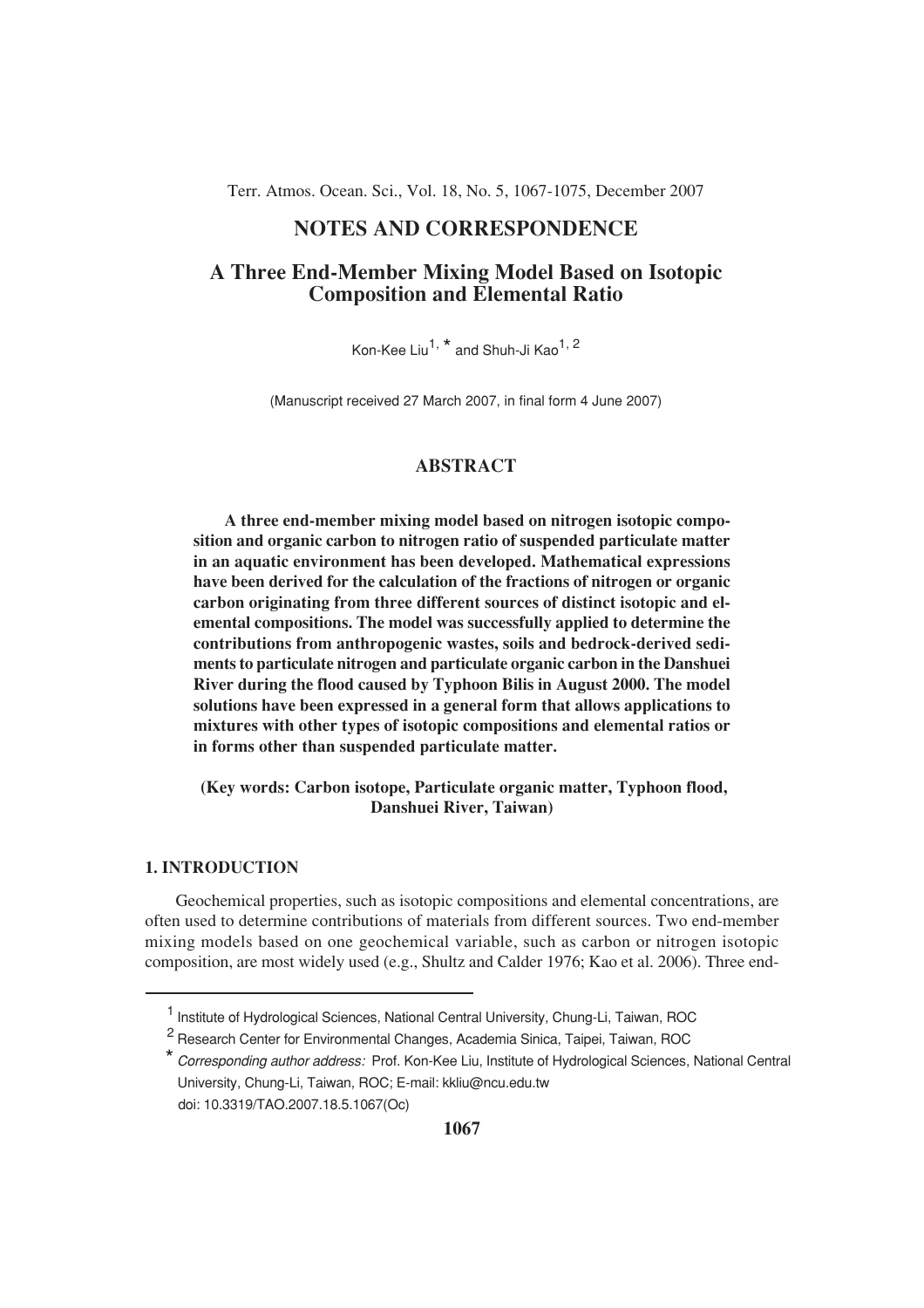NOTES AND CORRESPONDENCE

# A Three End-Member Mixing Model Based on Isotopic Composition and Elemental Ratio

Kon-Kee Liu[1,*] and Shuh-Ji Kao[1,2]

(Manuscript received 27 March 2007, in final form 4 June 2007)

## ABSTRACT

**A three end-member mixing model based on nitrogen isotopic composition and organic carbon to nitrogen ratio of suspended particulate matter in an aquatic environment has been developed. Mathematical expressions have been derived for the calculation of the fractions of nitrogen or organic carbon originating from three different sources of distinct isotopic and elemental compositions. The model was successfully applied to determine the contributions from anthropogenic wastes, soils and bedrock-derived sediments to particulate nitrogen and particulate organic carbon in the Danshuei River during the flood caused by Typhoon Bilis in August 2000. The model solutions have been expressed in a general form that allows applications to mixtures with other types of isotopic compositions and elemental ratios or in forms other than suspended particulate matter.**

**(Key words: Carbon isotope, Particulate organic matter, Typhoon flood, Danshuei River, Taiwan)**

## 1. INTRODUCTION

Geochemical properties, such as isotopic compositions and elemental concentrations, are often used to determine contributions of materials from different sources. Two end-member mixing models based on one geochemical variable, such as carbon or nitrogen isotopic composition, are most widely used (e.g., Shultz and Calder 1976; Kao et al. 2006). Three end-

---

[1] Institute of Hydrological Sciences, National Central University, Chung-Li, Taiwan, ROC

[2] Research Center for Environmental Changes, Academia Sinica, Taipei, Taiwan, ROC

[*] *Corresponding author address:* Prof. Kon-Kee Liu, Institute of Hydrological Sciences, National Central University, Chung-Li, Taiwan, ROC; E-mail: kkliu@ncu.edu.tw

doi: 10.3319/TAO.2007.18.5.1067(Oc)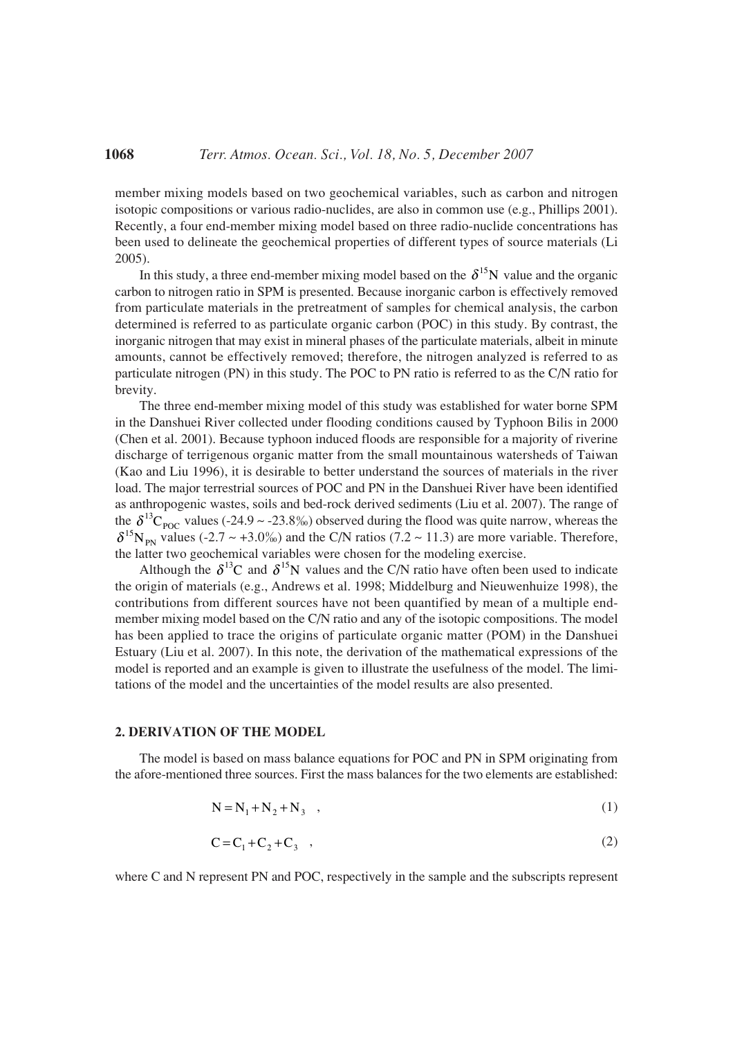member mixing models based on two geochemical variables, such as carbon and nitrogen isotopic compositions or various radio-nuclides, are also in common use (e.g., Phillips 2001). Recently, a four end-member mixing model based on three radio-nuclide concentrations has been used to delineate the geochemical properties of different types of source materials (Li 2005).

In this study, a three end-member mixing model based on the $\delta^{15}$N value and the organic carbon to nitrogen ratio in SPM is presented. Because inorganic carbon is effectively removed from particulate materials in the pretreatment of samples for chemical analysis, the carbon determined is referred to as particulate organic carbon (POC) in this study. By contrast, the inorganic nitrogen that may exist in mineral phases of the particulate materials, albeit in minute amounts, cannot be effectively removed; therefore, the nitrogen analyzed is referred to as particulate nitrogen (PN) in this study. The POC to PN ratio is referred to as the C/N ratio for brevity.

The three end-member mixing model of this study was established for water borne SPM in the Danshuei River collected under flooding conditions caused by Typhoon Bilis in 2000 (Chen et al. 2001). Because typhoon induced floods are responsible for a majority of riverine discharge of terrigenous organic matter from the small mountainous watersheds of Taiwan (Kao and Liu 1996), it is desirable to better understand the sources of materials in the river load. The major terrestrial sources of POC and PN in the Danshuei River have been identified as anthropogenic wastes, soils and bed-rock derived sediments (Liu et al. 2007). The range of the $\delta^{13}C_{POC}$ values (-24.9 ~ -23.8‰) observed during the flood was quite narrow, whereas the $\delta^{15}N_{PN}$ values (-2.7 ~ +3.0‰) and the C/N ratios (7.2 ~ 11.3) are more variable. Therefore, the latter two geochemical variables were chosen for the modeling exercise.

Although the $\delta^{13}$C and $\delta^{15}$N values and the C/N ratio have often been used to indicate the origin of materials (e.g., Andrews et al. 1998; Middelburg and Nieuwenhuize 1998), the contributions from different sources have not been quantified by mean of a multiple end-member mixing model based on the C/N ratio and any of the isotopic compositions. The model has been applied to trace the origins of particulate organic matter (POM) in the Danshuei Estuary (Liu et al. 2007). In this note, the derivation of the mathematical expressions of the model is reported and an example is given to illustrate the usefulness of the model. The limitations of the model and the uncertainties of the model results are also presented.

## 2. DERIVATION OF THE MODEL

The model is based on mass balance equations for POC and PN in SPM originating from the afore-mentioned three sources. First the mass balances for the two elements are established:

$$N = N_1 + N_2 + N_3 \quad , \tag{1}$$

$$C = C_1 + C_2 + C_3 \quad , \tag{2}$$

where C and N represent PN and POC, respectively in the sample and the subscripts represent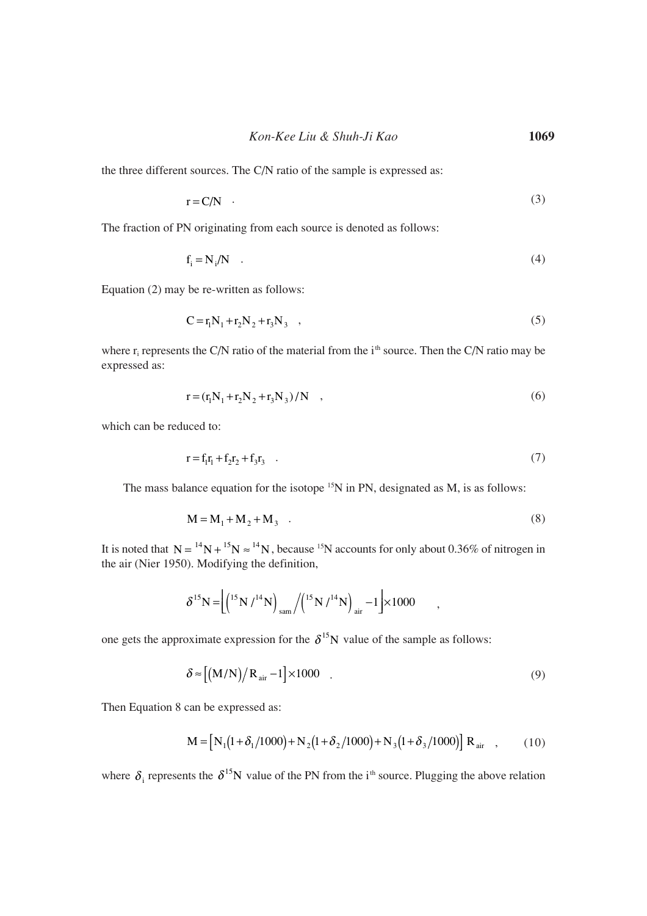the three different sources. The C/N ratio of the sample is expressed as:

$$r = C/N \quad . \tag{3}$$

The fraction of PN originating from each source is denoted as follows:

$$f_i = N_i/N \quad . \tag{4}$$

Equation (2) may be re-written as follows:

$$C = r_1 N_1 + r_2 N_2 + r_3 N_3 \quad , \tag{5}$$

where $r_i$ represents the C/N ratio of the material from the i[th] source. Then the C/N ratio may be expressed as:

$$r = (r_1 N_1 + r_2 N_2 + r_3 N_3)/N \quad , \tag{6}$$

which can be reduced to:

$$r = f_1 r_1 + f_2 r_2 + f_3 r_3 \quad . \tag{7}$$

The mass balance equation for the isotope $^{15}N$ in PN, designated as M, is as follows:

$$M = M_1 + M_2 + M_3 \quad . \tag{8}$$

It is noted that $N = {}^{14}N + {}^{15}N \approx {}^{14}N$, because $^{15}N$ accounts for only about 0.36% of nitrogen in the air (Nier 1950). Modifying the definition,

$$\delta^{15}N = \left[ \left( {}^{15}N / {}^{14}N \right)_{sam} \Big/ \left( {}^{15}N / {}^{14}N \right)_{air} - 1 \right] \times 1000 \quad ,$$

one gets the approximate expression for the $\delta^{15}N$ value of the sample as follows:

$$\delta \approx \left[ \left( M/N \right) / R_{air} - 1 \right] \times 1000 \quad . \tag{9}$$

Then Equation 8 can be expressed as:

$$M = \left[ N_1 \left( 1 + \delta_1/1000 \right) + N_2 \left( 1 + \delta_2/1000 \right) + N_3 \left( 1 + \delta_3/1000 \right) \right] R_{air} \quad , \tag{10}$$

where $\delta_i$ represents the $\delta^{15}N$ value of the PN from the i[th] source. Plugging the above relation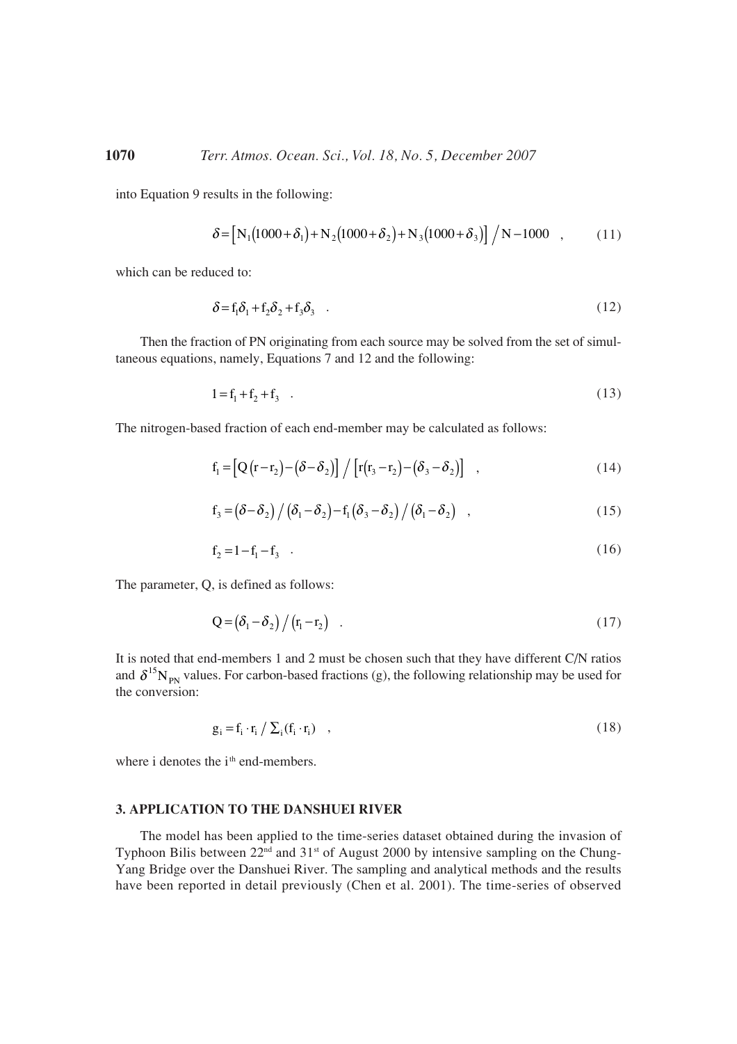into Equation 9 results in the following:

$$\delta = \left[ N_1 (1000 + \delta_1) + N_2 (1000 + \delta_2) + N_3 (1000 + \delta_3) \right] \Big/ N - 1000 \quad , \tag{11}$$

which can be reduced to:

$$\delta = f_1 \delta_1 + f_2 \delta_2 + f_3 \delta_3 \quad . \tag{12}$$

Then the fraction of PN originating from each source may be solved from the set of simultaneous equations, namely, Equations 7 and 12 and the following:

$$1 = f_1 + f_2 + f_3 \quad . \tag{13}$$

The nitrogen-based fraction of each end-member may be calculated as follows:

$$f_1 = \left[ Q(r - r_2) - (\delta - \delta_2) \right] \Big/ \left[ r(r_3 - r_2) - (\delta_3 - \delta_2) \right] \quad , \tag{14}$$

$$f_3 = (\delta - \delta_2) \big/ (\delta_1 - \delta_2) - f_1 (\delta_3 - \delta_2) \big/ (\delta_1 - \delta_2) \quad , \tag{15}$$

$$f_2 = 1 - f_1 - f_3 \quad . \tag{16}$$

The parameter, Q, is defined as follows:

$$Q = (\delta_1 - \delta_2) \big/ (r_1 - r_2) \quad . \tag{17}$$

It is noted that end-members 1 and 2 must be chosen such that they have different C/N ratios and $\delta^{15}N_{PN}$ values. For carbon-based fractions (g), the following relationship may be used for the conversion:

$$g_i = f_i \cdot r_i \big/ \textstyle\sum_i (f_i \cdot r_i) \quad , \tag{18}$$

where i denotes the $i^{th}$ end-members.

## 3. APPLICATION TO THE DANSHUEI RIVER

The model has been applied to the time-series dataset obtained during the invasion of Typhoon Bilis between 22nd and 31st of August 2000 by intensive sampling on the Chung-Yang Bridge over the Danshuei River. The sampling and analytical methods and the results have been reported in detail previously (Chen et al. 2001). The time-series of observed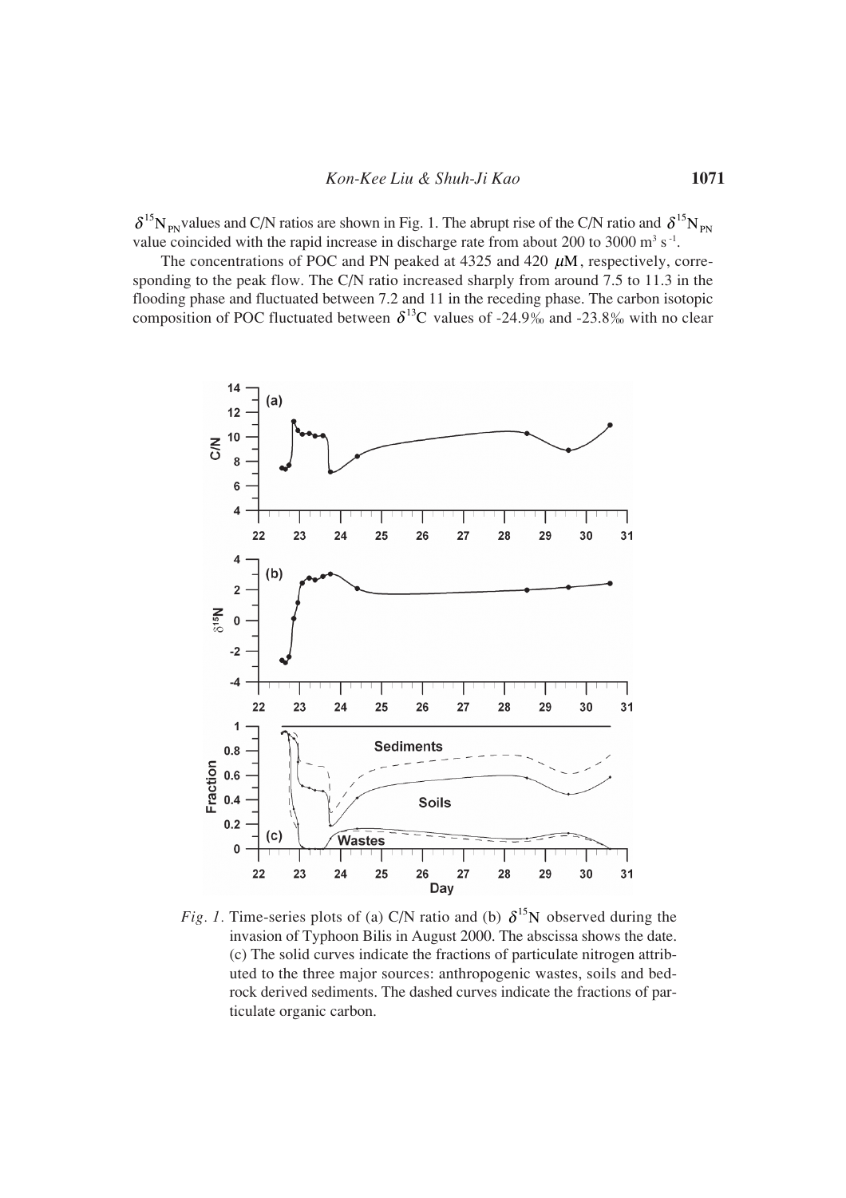$\delta^{15}N_{PN}$ values and C/N ratios are shown in Fig. 1. The abrupt rise of the C/N ratio and $\delta^{15}N_{PN}$ value coincided with the rapid increase in discharge rate from about 200 to 3000 $m^3\ s^{-1}$.

The concentrations of POC and PN peaked at 4325 and 420 $\mu M$, respectively, corresponding to the peak flow. The C/N ratio increased sharply from around 7.5 to 11.3 in the flooding phase and fluctuated between 7.2 and 11 in the receding phase. The carbon isotopic composition of POC fluctuated between $\delta^{13}C$ values of -24.9‰ and -23.8‰ with no clear

*Fig. 1.* Time-series plots of (a) C/N ratio and (b) $\delta^{15}N$ observed during the invasion of Typhoon Bilis in August 2000. The abscissa shows the date. (c) The solid curves indicate the fractions of particulate nitrogen attributed to the three major sources: anthropogenic wastes, soils and bedrock derived sediments. The dashed curves indicate the fractions of particulate organic carbon.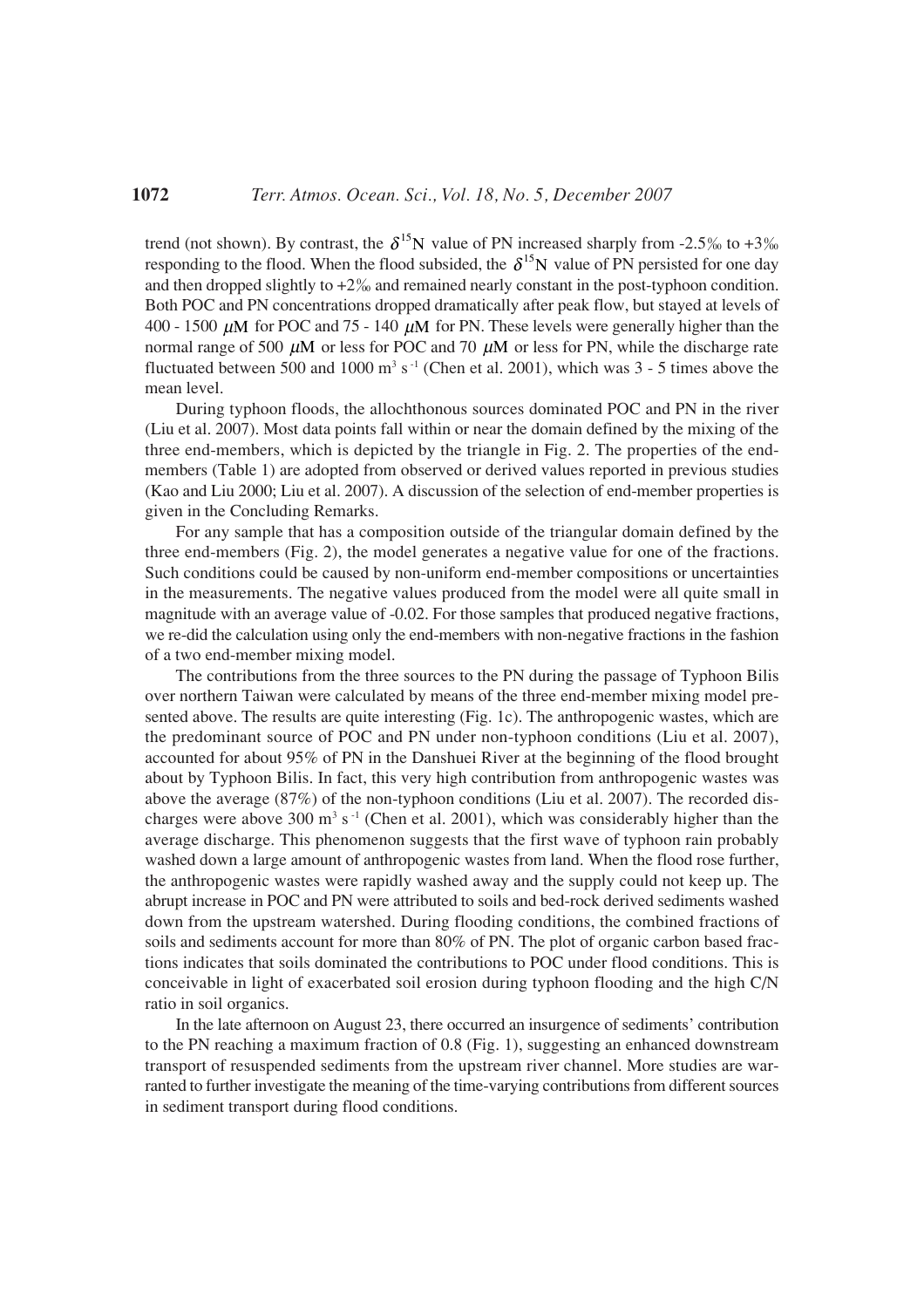trend (not shown). By contrast, the $\delta^{15}N$ value of PN increased sharply from -2.5‰ to +3‰ responding to the flood. When the flood subsided, the $\delta^{15}N$ value of PN persisted for one day and then dropped slightly to +2‰ and remained nearly constant in the post-typhoon condition. Both POC and PN concentrations dropped dramatically after peak flow, but stayed at levels of 400 - 1500 $\mu$M for POC and 75 - 140 $\mu$M for PN. These levels were generally higher than the normal range of 500 $\mu$M or less for POC and 70 $\mu$M or less for PN, while the discharge rate fluctuated between 500 and 1000 $m^3 s^{-1}$ (Chen et al. 2001), which was 3 - 5 times above the mean level.

During typhoon floods, the allochthonous sources dominated POC and PN in the river (Liu et al. 2007). Most data points fall within or near the domain defined by the mixing of the three end-members, which is depicted by the triangle in Fig. 2. The properties of the end-members (Table 1) are adopted from observed or derived values reported in previous studies (Kao and Liu 2000; Liu et al. 2007). A discussion of the selection of end-member properties is given in the Concluding Remarks.

For any sample that has a composition outside of the triangular domain defined by the three end-members (Fig. 2), the model generates a negative value for one of the fractions. Such conditions could be caused by non-uniform end-member compositions or uncertainties in the measurements. The negative values produced from the model were all quite small in magnitude with an average value of -0.02. For those samples that produced negative fractions, we re-did the calculation using only the end-members with non-negative fractions in the fashion of a two end-member mixing model.

The contributions from the three sources to the PN during the passage of Typhoon Bilis over northern Taiwan were calculated by means of the three end-member mixing model presented above. The results are quite interesting (Fig. 1c). The anthropogenic wastes, which are the predominant source of POC and PN under non-typhoon conditions (Liu et al. 2007), accounted for about 95% of PN in the Danshuei River at the beginning of the flood brought about by Typhoon Bilis. In fact, this very high contribution from anthropogenic wastes was above the average (87%) of the non-typhoon conditions (Liu et al. 2007). The recorded discharges were above 300 $m^3 s^{-1}$ (Chen et al. 2001), which was considerably higher than the average discharge. This phenomenon suggests that the first wave of typhoon rain probably washed down a large amount of anthropogenic wastes from land. When the flood rose further, the anthropogenic wastes were rapidly washed away and the supply could not keep up. The abrupt increase in POC and PN were attributed to soils and bed-rock derived sediments washed down from the upstream watershed. During flooding conditions, the combined fractions of soils and sediments account for more than 80% of PN. The plot of organic carbon based fractions indicates that soils dominated the contributions to POC under flood conditions. This is conceivable in light of exacerbated soil erosion during typhoon flooding and the high C/N ratio in soil organics.

In the late afternoon on August 23, there occurred an insurgence of sediments' contribution to the PN reaching a maximum fraction of 0.8 (Fig. 1), suggesting an enhanced downstream transport of resuspended sediments from the upstream river channel. More studies are warranted to further investigate the meaning of the time-varying contributions from different sources in sediment transport during flood conditions.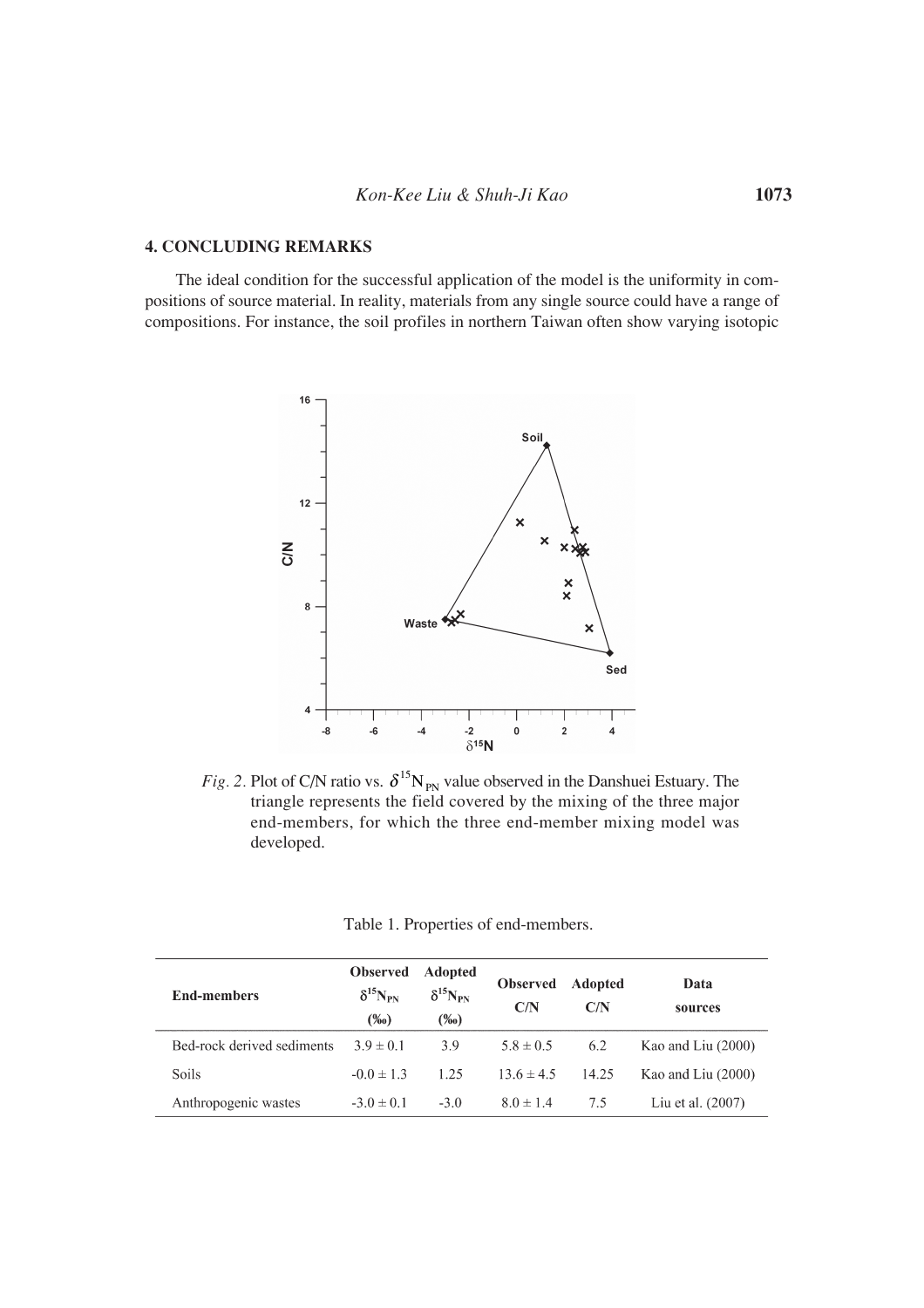## 4. CONCLUDING REMARKS

The ideal condition for the successful application of the model is the uniformity in compositions of source material. In reality, materials from any single source could have a range of compositions. For instance, the soil profiles in northern Taiwan often show varying isotopic

*Fig. 2.* Plot of C/N ratio vs. $\delta^{15}N_{PN}$ value observed in the Danshuei Estuary. The triangle represents the field covered by the mixing of the three major end-members, for which the three end-member mixing model was developed.

Table 1. Properties of end-members.

| End-members | Observed $\delta^{15}N_{PN}$ (‰) | Adopted $\delta^{15}N_{PN}$ (‰) | Observed C/N | Adopted C/N | Data sources |
|---|---|---|---|---|---|
| Bed-rock derived sediments | $3.9 \pm 0.1$ | 3.9 | $5.8 \pm 0.5$ | 6.2 | Kao and Liu (2000) |
| Soils | $-0.0 \pm 1.3$ | 1.25 | $13.6 \pm 4.5$ | 14.25 | Kao and Liu (2000) |
| Anthropogenic wastes | $-3.0 \pm 0.1$ | -3.0 | $8.0 \pm 1.4$ | 7.5 | Liu et al. (2007) |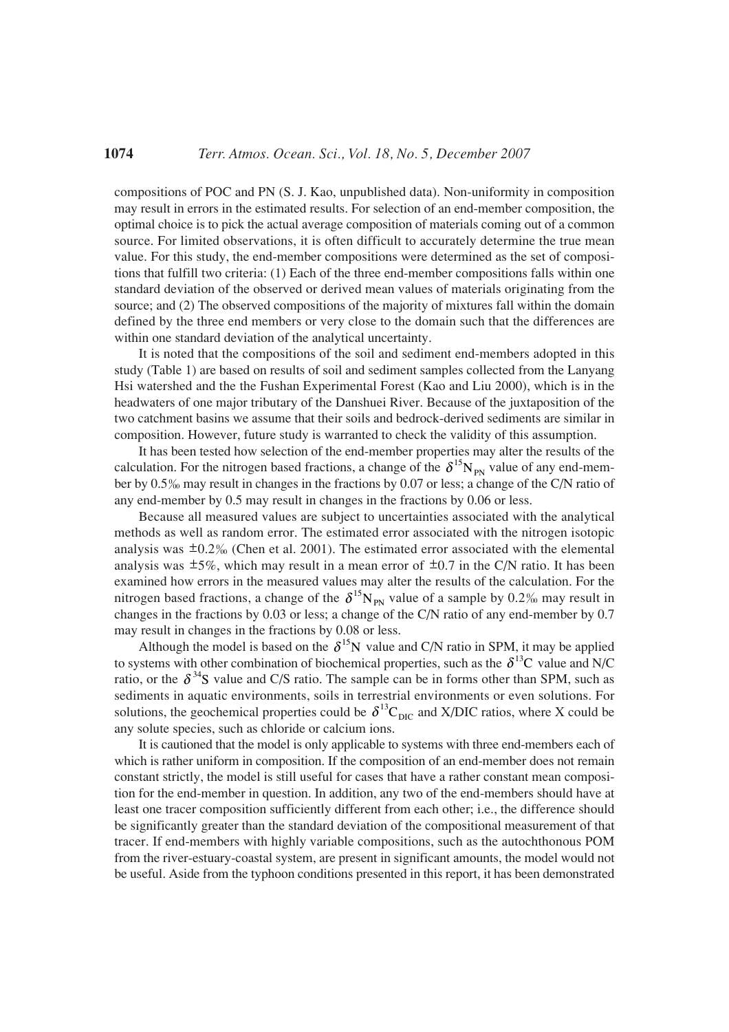compositions of POC and PN (S. J. Kao, unpublished data). Non-uniformity in composition may result in errors in the estimated results. For selection of an end-member composition, the optimal choice is to pick the actual average composition of materials coming out of a common source. For limited observations, it is often difficult to accurately determine the true mean value. For this study, the end-member compositions were determined as the set of compositions that fulfill two criteria: (1) Each of the three end-member compositions falls within one standard deviation of the observed or derived mean values of materials originating from the source; and (2) The observed compositions of the majority of mixtures fall within the domain defined by the three end members or very close to the domain such that the differences are within one standard deviation of the analytical uncertainty.

It is noted that the compositions of the soil and sediment end-members adopted in this study (Table 1) are based on results of soil and sediment samples collected from the Lanyang Hsi watershed and the Fushan Experimental Forest (Kao and Liu 2000), which is in the headwaters of one major tributary of the Danshuei River. Because of the juxtaposition of the two catchment basins we assume that their soils and bedrock-derived sediments are similar in composition. However, future study is warranted to check the validity of this assumption.

It has been tested how selection of the end-member properties may alter the results of the calculation. For the nitrogen based fractions, a change of the $\delta^{15}N_{PN}$ value of any end-member by 0.5‰ may result in changes in the fractions by 0.07 or less; a change of the C/N ratio of any end-member by 0.5 may result in changes in the fractions by 0.06 or less.

Because all measured values are subject to uncertainties associated with the analytical methods as well as random error. The estimated error associated with the nitrogen isotopic analysis was ±0.2‰ (Chen et al. 2001). The estimated error associated with the elemental analysis was ±5%, which may result in a mean error of ±0.7 in the C/N ratio. It has been examined how errors in the measured values may alter the results of the calculation. For the nitrogen based fractions, a change of the $\delta^{15}N_{PN}$ value of a sample by 0.2‰ may result in changes in the fractions by 0.03 or less; a change of the C/N ratio of any end-member by 0.7 may result in changes in the fractions by 0.08 or less.

Although the model is based on the $\delta^{15}N$ value and C/N ratio in SPM, it may be applied to systems with other combination of biochemical properties, such as the $\delta^{13}C$ value and N/C ratio, or the $\delta^{34}S$ value and C/S ratio. The sample can be in forms other than SPM, such as sediments in aquatic environments, soils in terrestrial environments or even solutions. For solutions, the geochemical properties could be $\delta^{13}C_{DIC}$ and X/DIC ratios, where X could be any solute species, such as chloride or calcium ions.

It is cautioned that the model is only applicable to systems with three end-members each of which is rather uniform in composition. If the composition of an end-member does not remain constant strictly, the model is still useful for cases that have a rather constant mean composition for the end-member in question. In addition, any two of the end-members should have at least one tracer composition sufficiently different from each other; i.e., the difference should be significantly greater than the standard deviation of the compositional measurement of that tracer. If end-members with highly variable compositions, such as the autochthonous POM from the river-estuary-coastal system, are present in significant amounts, the model would not be useful. Aside from the typhoon conditions presented in this report, it has been demonstrated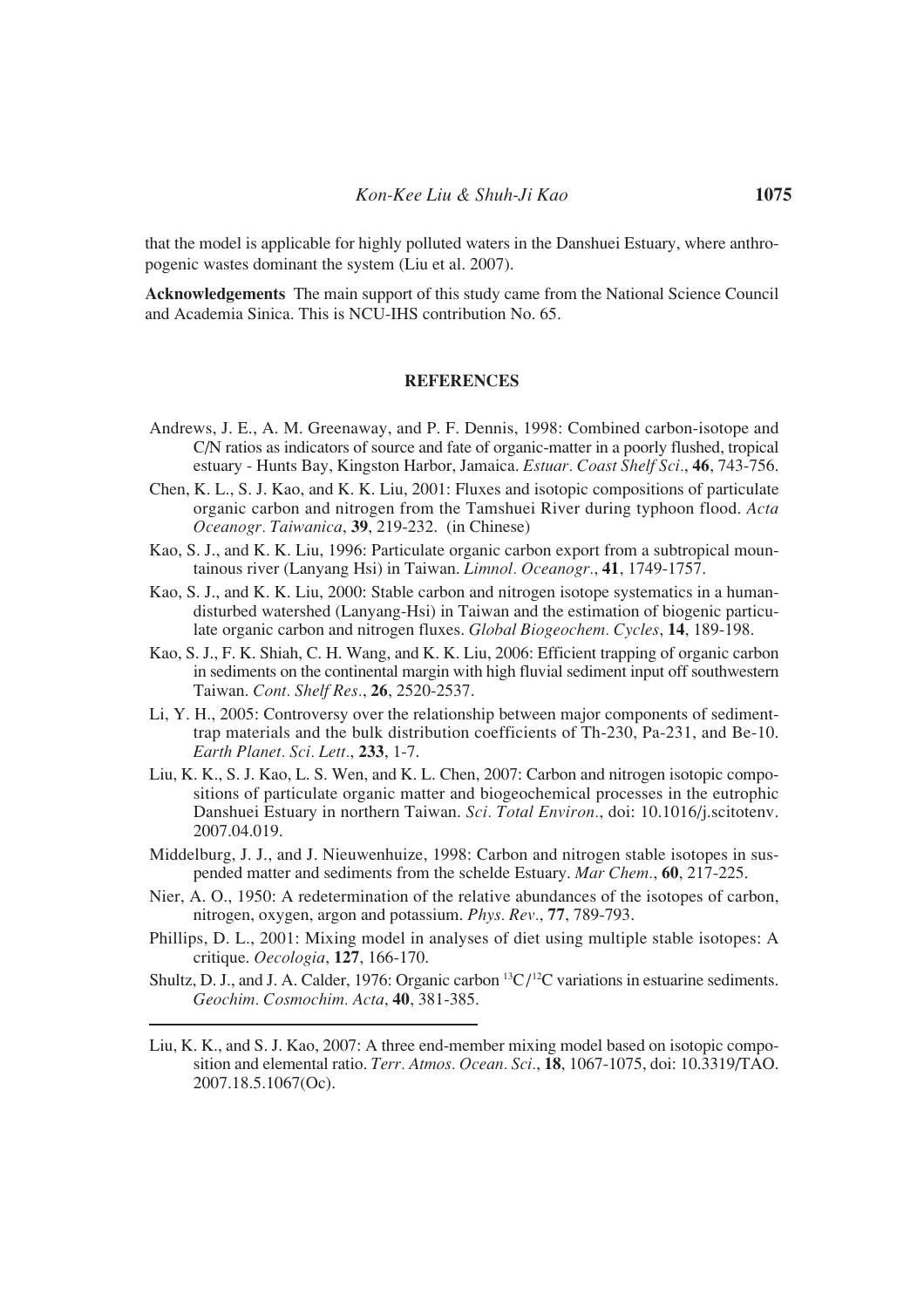that the model is applicable for highly polluted waters in the Danshuei Estuary, where anthropogenic wastes dominant the system (Liu et al. 2007).

**Acknowledgements** The main support of this study came from the National Science Council and Academia Sinica. This is NCU-IHS contribution No. 65.

## REFERENCES

Andrews, J. E., A. M. Greenaway, and P. F. Dennis, 1998: Combined carbon-isotope and C/N ratios as indicators of source and fate of organic-matter in a poorly flushed, tropical estuary - Hunts Bay, Kingston Harbor, Jamaica. *Estuar. Coast Shelf Sci.*, **46**, 743-756.

Chen, K. L., S. J. Kao, and K. K. Liu, 2001: Fluxes and isotopic compositions of particulate organic carbon and nitrogen from the Tamshuei River during typhoon flood. *Acta Oceanogr. Taiwanica*, **39**, 219-232. (in Chinese)

Kao, S. J., and K. K. Liu, 1996: Particulate organic carbon export from a subtropical mountainous river (Lanyang Hsi) in Taiwan. *Limnol. Oceanogr.*, **41**, 1749-1757.

Kao, S. J., and K. K. Liu, 2000: Stable carbon and nitrogen isotope systematics in a human-disturbed watershed (Lanyang-Hsi) in Taiwan and the estimation of biogenic particulate organic carbon and nitrogen fluxes. *Global Biogeochem. Cycles*, **14**, 189-198.

Kao, S. J., F. K. Shiah, C. H. Wang, and K. K. Liu, 2006: Efficient trapping of organic carbon in sediments on the continental margin with high fluvial sediment input off southwestern Taiwan. *Cont. Shelf Res.*, **26**, 2520-2537.

Li, Y. H., 2005: Controversy over the relationship between major components of sediment-trap materials and the bulk distribution coefficients of Th-230, Pa-231, and Be-10. *Earth Planet. Sci. Lett.*, **233**, 1-7.

Liu, K. K., S. J. Kao, L. S. Wen, and K. L. Chen, 2007: Carbon and nitrogen isotopic compositions of particulate organic matter and biogeochemical processes in the eutrophic Danshuei Estuary in northern Taiwan. *Sci. Total Environ.*, doi: 10.1016/j.scitotenv.2007.04.019.

Middelburg, J. J., and J. Nieuwenhuize, 1998: Carbon and nitrogen stable isotopes in suspended matter and sediments from the schelde Estuary. *Mar Chem.*, **60**, 217-225.

Nier, A. O., 1950: A redetermination of the relative abundances of the isotopes of carbon, nitrogen, oxygen, argon and potassium. *Phys. Rev.*, **77**, 789-793.

Phillips, D. L., 2001: Mixing model in analyses of diet using multiple stable isotopes: A critique. *Oecologia*, **127**, 166-170.

Shultz, D. J., and J. A. Calder, 1976: Organic carbon $^{13}C/^{12}C$ variations in estuarine sediments. *Geochim. Cosmochim. Acta*, **40**, 381-385.

---

Liu, K. K., and S. J. Kao, 2007: A three end-member mixing model based on isotopic composition and elemental ratio. *Terr. Atmos. Ocean. Sci.*, **18**, 1067-1075, doi: 10.3319/TAO.2007.18.5.1067(Oc).